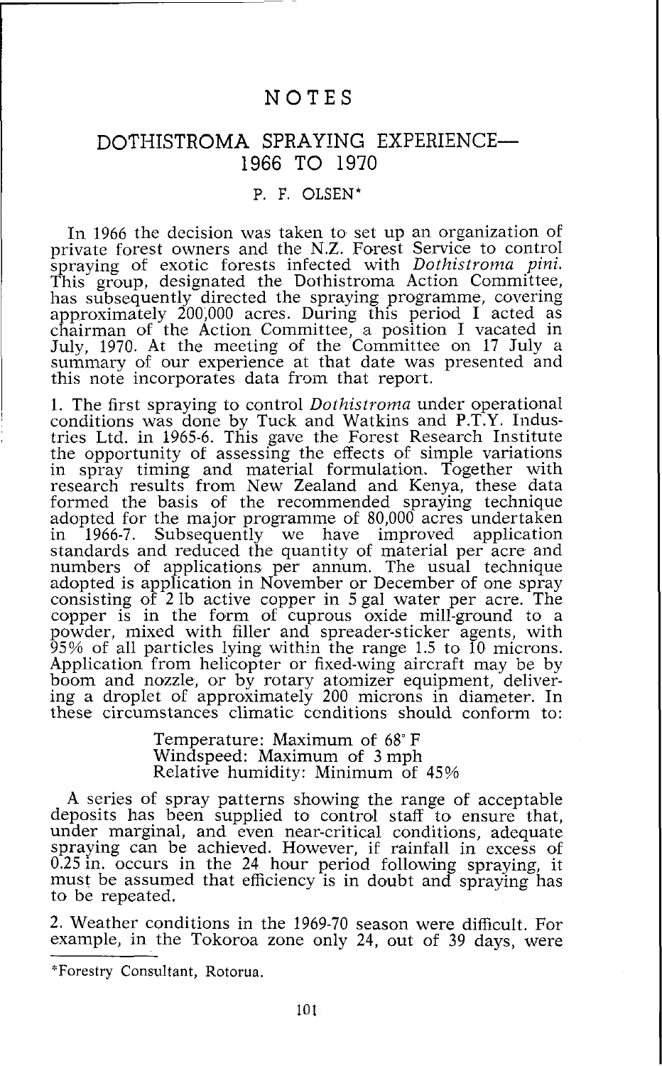# NOTES

## DOTHISTROMA SPRAYING EXPERIENCE—1966 TO 1970

P. F. OLSEN*

In 1966 the decision was taken to set up an organization of private forest owners and the N.Z. Forest Service to control spraying of exotic forests infected with *Dothistroma pini*. This group, designated the Dothistroma Action Committee, has subsequently directed the spraying programme, covering approximately 200,000 acres. During this period I acted as chairman of the Action Committee, a position I vacated in July, 1970. At the meeting of the Committee on 17 July a summary of our experience at that date was presented and this note incorporates data from that report.

1. The first spraying to control *Dothistroma* under operational conditions was done by Tuck and Watkins and P.T.Y. Industries Ltd. in 1965-6. This gave the Forest Research Institute the opportunity of assessing the effects of simple variations in spray timing and material formulation. Together with research results from New Zealand and Kenya, these data formed the basis of the recommended spraying technique adopted for the major programme of 80,000 acres undertaken in 1966-7. Subsequently we have improved application standards and reduced the quantity of material per acre and numbers of applications per annum. The usual technique adopted is application in November or December of one spray consisting of 2 lb active copper in 5 gal water per acre. The copper is in the form of cuprous oxide mill-ground to a powder, mixed with filler and spreader-sticker agents, with 95% of all particles lying within the range 1.5 to 10 microns. Application from helicopter or fixed-wing aircraft may be by boom and nozzle, or by rotary atomizer equipment, delivering a droplet of approximately 200 microns in diameter. In these circumstances climatic conditions should conform to:

> Temperature: Maximum of 68° F
> Windspeed: Maximum of 3 mph
> Relative humidity: Minimum of 45%

A series of spray patterns showing the range of acceptable deposits has been supplied to control staff to ensure that, under marginal, and even near-critical conditions, adequate spraying can be achieved. However, if rainfall in excess of 0.25 in. occurs in the 24 hour period following spraying, it must be assumed that efficiency is in doubt and spraying has to be repeated.

2. Weather conditions in the 1969-70 season were difficult. For example, in the Tokoroa zone only 24, out of 39 days, were

*Forestry Consultant, Rotorua.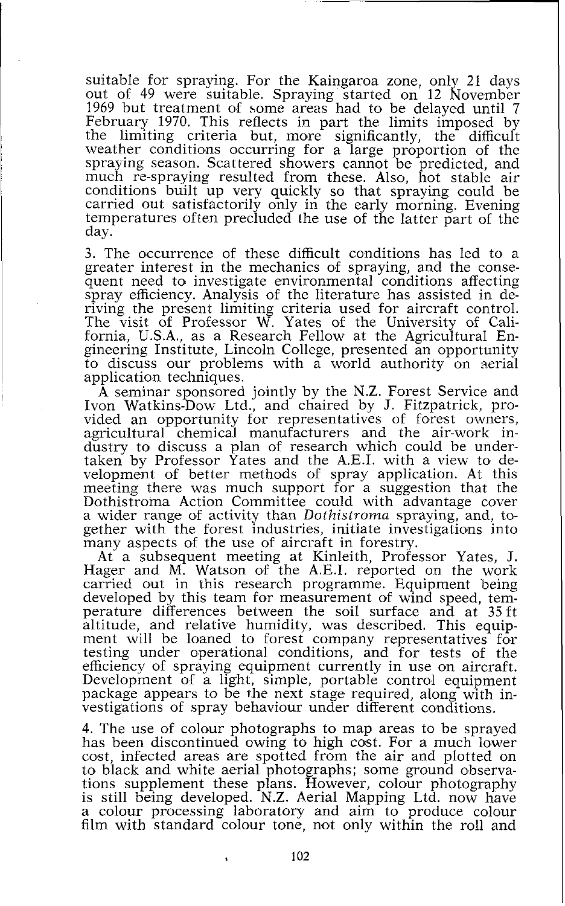suitable for spraying. For the Kaingaroa zone, only 21 days out of 49 were suitable. Spraying started on 12 November 1969 but treatment of some areas had to be delayed until 7 February 1970. This reflects in part the limits imposed by the limiting criteria but, more significantly, the difficult weather conditions occurring for a large proportion of the spraying season. Scattered showers cannot be predicted, and much re-spraying resulted from these. Also, hot stable air conditions built up very quickly so that spraying could be carried out satisfactorily only in the early morning. Evening temperatures often precluded the use of the latter part of the day.

3. The occurrence of these difficult conditions has led to a greater interest in the mechanics of spraying, and the consequent need to investigate environmental conditions affecting spray efficiency. Analysis of the literature has assisted in deriving the present limiting criteria used for aircraft control. The visit of Professor W. Yates of the University of California, U.S.A., as a Research Fellow at the Agricultural Engineering Institute, Lincoln College, presented an opportunity to discuss our problems with a world authority on aerial application techniques.

A seminar sponsored jointly by the N.Z. Forest Service and Ivon Watkins-Dow Ltd., and chaired by J. Fitzpatrick, provided an opportunity for representatives of forest owners, agricultural chemical manufacturers and the air-work industry to discuss a plan of research which could be undertaken by Professor Yates and the A.E.I. with a view to development of better methods of spray application. At this meeting there was much support for a suggestion that the Dothistroma Action Committee could with advantage cover a wider range of activity than *Dothistroma* spraying, and, together with the forest industries, initiate investigations into many aspects of the use of aircraft in forestry.

At a subsequent meeting at Kinleith, Professor Yates, J. Hager and M. Watson of the A.E.I. reported on the work carried out in this research programme. Equipment being developed by this team for measurement of wind speed, temperature differences between the soil surface and at 35 ft altitude, and relative humidity, was described. This equipment will be loaned to forest company representatives for testing under operational conditions, and for tests of the efficiency of spraying equipment currently in use on aircraft. Development of a light, simple, portable control equipment package appears to be the next stage required, along with investigations of spray behaviour under different conditions.

4. The use of colour photographs to map areas to be sprayed has been discontinued owing to high cost. For a much lower cost, infected areas are spotted from the air and plotted on to black and white aerial photographs; some ground observations supplement these plans. However, colour photography is still being developed. N.Z. Aerial Mapping Ltd. now have a colour processing laboratory and aim to produce colour film with standard colour tone, not only within the roll and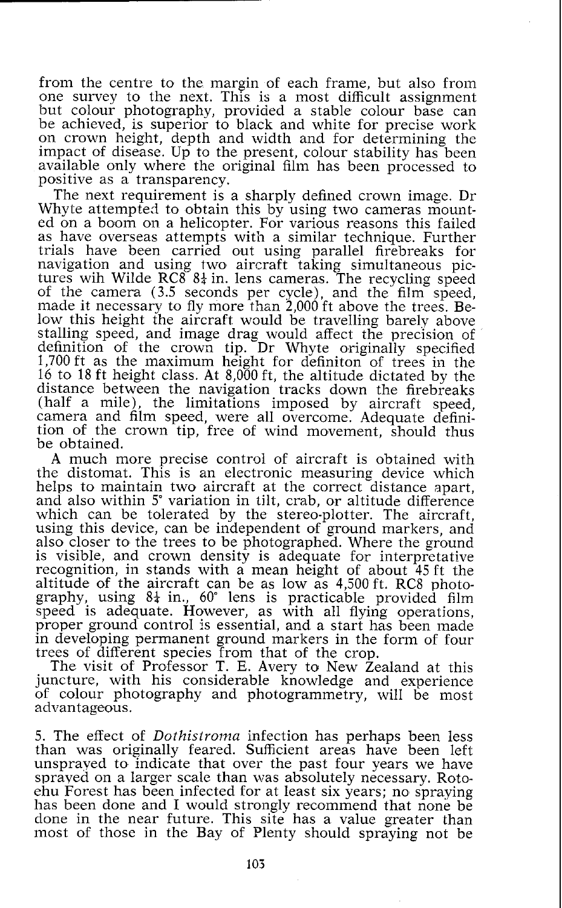from the centre to the margin of each frame, but also from one survey to the next. This is a most difficult assignment but colour photography, provided a stable colour base can be achieved, is superior to black and white for precise work on crown height, depth and width and for determining the impact of disease. Up to the present, colour stability has been available only where the original film has been processed to positive as a transparency.

The next requirement is a sharply defined crown image. Dr Whyte attempted to obtain this by using two cameras mounted on a boom on a helicopter. For various reasons this failed as have overseas attempts with a similar technique. Further trials have been carried out using parallel firebreaks for navigation and using two aircraft taking simultaneous pictures wih Wilde RC8 8¼ in. lens cameras. The recycling speed of the camera (3.5 seconds per cycle), and the film speed, made it necessary to fly more than 2,000 ft above the trees. Below this height the aircraft would be travelling barely above stalling speed, and image drag would affect the precision of definition of the crown tip. Dr Whyte originally specified 1,700 ft as the maximum height for definiton of trees in the 16 to 18 ft height class. At 8,000 ft, the altitude dictated by the distance between the navigation tracks down the firebreaks (half a mile), the limitations imposed by aircraft speed, camera and film speed, were all overcome. Adequate definition of the crown tip, free of wind movement, should thus be obtained.

A much more precise control of aircraft is obtained with the distomat. This is an electronic measuring device which helps to maintain two aircraft at the correct distance apart, and also within 5° variation in tilt, crab, or altitude difference which can be tolerated by the stereo-plotter. The aircraft, using this device, can be independent of ground markers, and also closer to the trees to be photographed. Where the ground is visible, and crown density is adequate for interpretative recognition, in stands with a mean height of about 45 ft the altitude of the aircraft can be as low as 4,500 ft. RC8 photography, using 8¼ in., 60° lens is practicable provided film speed is adequate. However, as with all flying operations, proper ground control is essential, and a start has been made in developing permanent ground markers in the form of four trees of different species from that of the crop.

The visit of Professor T. E. Avery to New Zealand at this juncture, with his considerable knowledge and experience of colour photography and photogrammetry, will be most advantageous.

5. The effect of *Dothistroma* infection has perhaps been less than was originally feared. Sufficient areas have been left unsprayed to indicate that over the past four years we have sprayed on a larger scale than was absolutely necessary. Rotoehu Forest has been infected for at least six years; no spraying has been done and I would strongly recommend that none be done in the near future. This site has a value greater than most of those in the Bay of Plenty should spraying not be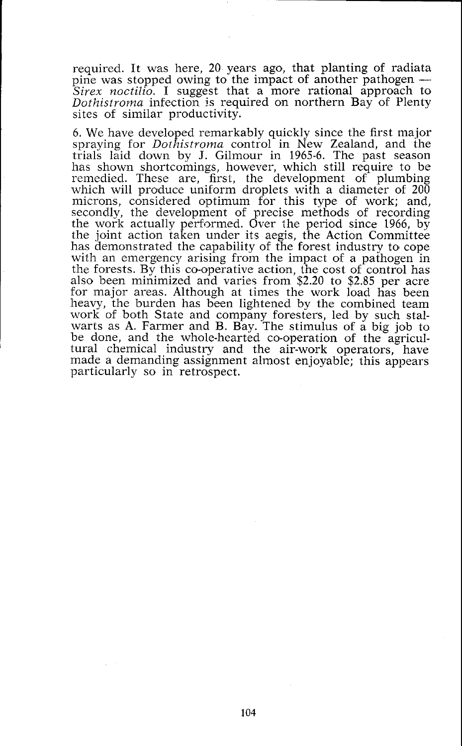required. It was here, 20 years ago, that planting of radiata pine was stopped owing to the impact of another pathogen — *Sirex noctilio*. I suggest that a more rational approach to *Dothistroma* infection is required on northern Bay of Plenty sites of similar productivity.

6. We have developed remarkably quickly since the first major spraying for *Dothistroma* control in New Zealand, and the trials laid down by J. Gilmour in 1965-6. The past season has shown shortcomings, however, which still require to be remedied. These are, first, the development of plumbing which will produce uniform droplets with a diameter of 200 microns, considered optimum for this type of work; and, secondly, the development of precise methods of recording the work actually performed. Over the period since 1966, by the joint action taken under its aegis, the Action Committee has demonstrated the capability of the forest industry to cope with an emergency arising from the impact of a pathogen in the forests. By this co-operative action, the cost of control has also been minimized and varies from $2.20 to $2.85 per acre for major areas. Although at times the work load has been heavy, the burden has been lightened by the combined team work of both State and company foresters, led by such stalwarts as A. Farmer and B. Bay. The stimulus of a big job to be done, and the whole-hearted co-operation of the agricultural chemical industry and the air-work operators, have made a demanding assignment almost enjoyable; this appears particularly so in retrospect.